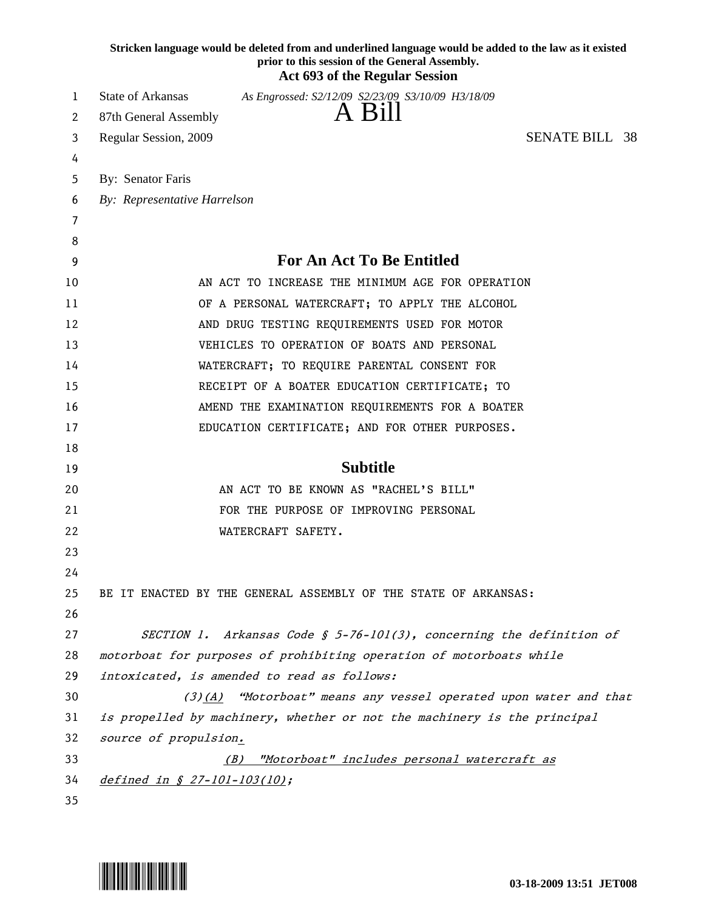**Stricken language would be deleted from and underlined language would be added to the law as it existed prior to this session of the General Assembly.**

**Act 693 of the Regular Session**

State of Arkansas *As Engrossed: S2/12/09 S2/23/09 S3/10/09 H3/18/09*

87th General Assembly **A Bill**

Regular Session, 2009 SENATE BILL 38

By: Senator Faris

*By: Representative Harrelson*

## For An Act To Be Entitled

AN ACT TO INCREASE THE MINIMUM AGE FOR OPERATION OF A PERSONAL WATERCRAFT; TO APPLY THE ALCOHOL AND DRUG TESTING REQUIREMENTS USED FOR MOTOR VEHICLES TO OPERATION OF BOATS AND PERSONAL WATERCRAFT; TO REQUIRE PARENTAL CONSENT FOR RECEIPT OF A BOATER EDUCATION CERTIFICATE; TO AMEND THE EXAMINATION REQUIREMENTS FOR A BOATER EDUCATION CERTIFICATE; AND FOR OTHER PURPOSES.

## Subtitle

AN ACT TO BE KNOWN AS "RACHEL'S BILL" FOR THE PURPOSE OF IMPROVING PERSONAL WATERCRAFT SAFETY.

BE IT ENACTED BY THE GENERAL ASSEMBLY OF THE STATE OF ARKANSAS:

*SECTION 1. Arkansas Code § 5-76-101(3), concerning the definition of motorboat for purposes of prohibiting operation of motorboats while intoxicated, is amended to read as follows:*

*(3)<u>(A)</u> "Motorboat" means any vessel operated upon water and that is propelled by machinery, whether or not the machinery is the principal source of propulsion<u>.</u>*

*<u>(B) "Motorboat" includes personal watercraft as defined in § 27-101-103(10)</u>;*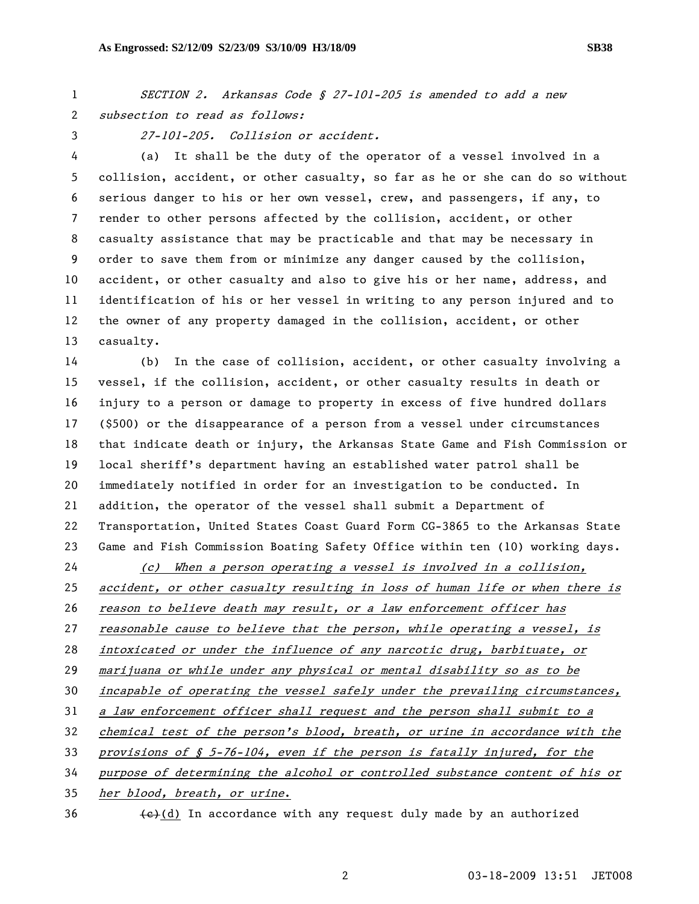*SECTION 2. Arkansas Code § 27-101-205 is amended to add a new subsection to read as follows:*

*27-101-205. Collision or accident.*

(a) It shall be the duty of the operator of a vessel involved in a collision, accident, or other casualty, so far as he or she can do so without serious danger to his or her own vessel, crew, and passengers, if any, to render to other persons affected by the collision, accident, or other casualty assistance that may be practicable and that may be necessary in order to save them from or minimize any danger caused by the collision, accident, or other casualty and also to give his or her name, address, and identification of his or her vessel in writing to any person injured and to the owner of any property damaged in the collision, accident, or other casualty.

(b) In the case of collision, accident, or other casualty involving a vessel, if the collision, accident, or other casualty results in death or injury to a person or damage to property in excess of five hundred dollars ($500) or the disappearance of a person from a vessel under circumstances that indicate death or injury, the Arkansas State Game and Fish Commission or local sheriff's department having an established water patrol shall be immediately notified in order for an investigation to be conducted. In addition, the operator of the vessel shall submit a Department of Transportation, United States Coast Guard Form CG-3865 to the Arkansas State Game and Fish Commission Boating Safety Office within ten (10) working days.

*(c) When a person operating a vessel is involved in a collision, accident, or other casualty resulting in loss of human life or when there is reason to believe death may result, or a law enforcement officer has reasonable cause to believe that the person, while operating a vessel, is intoxicated or under the influence of any narcotic drug, barbituate, or marijuana or while under any physical or mental disability so as to be incapable of operating the vessel safely under the prevailing circumstances, a law enforcement officer shall request and the person shall submit to a chemical test of the person's blood, breath, or urine in accordance with the provisions of § 5-76-104, even if the person is fatally injured, for the purpose of determining the alcohol or controlled substance content of his or her blood, breath, or urine.*

~~(c)~~(d) In accordance with any request duly made by an authorized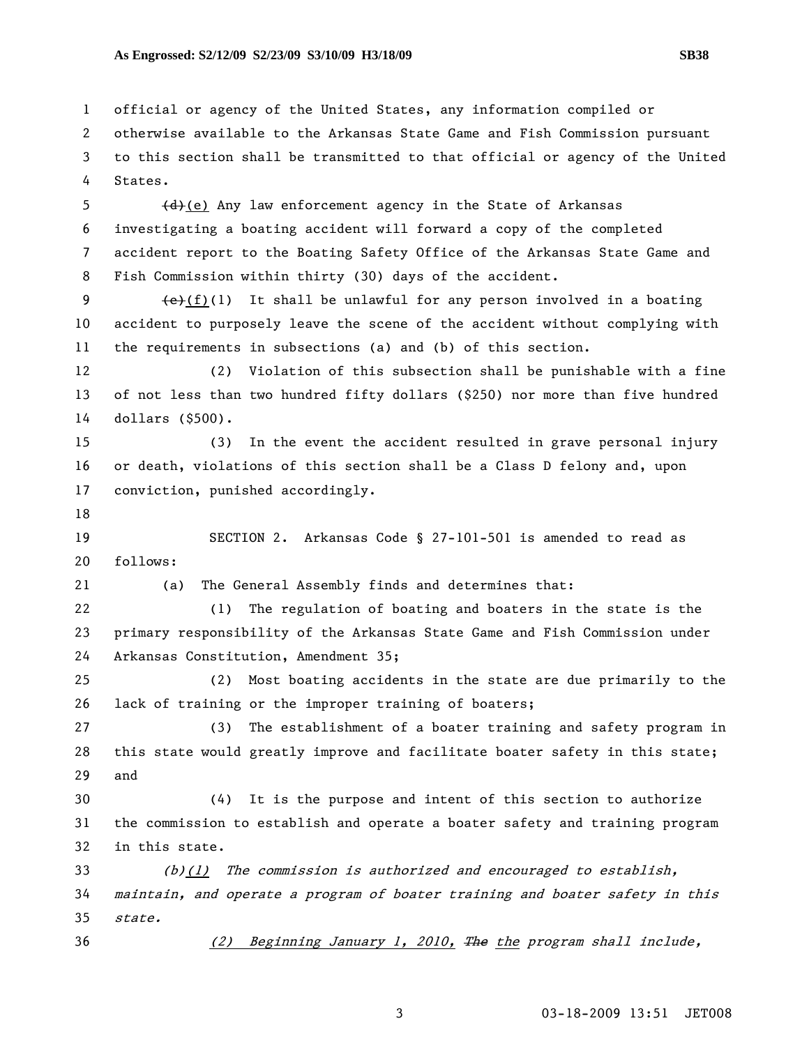official or agency of the United States, any information compiled or otherwise available to the Arkansas State Game and Fish Commission pursuant to this section shall be transmitted to that official or agency of the United States.

~~(d)~~(e) Any law enforcement agency in the State of Arkansas investigating a boating accident will forward a copy of the completed accident report to the Boating Safety Office of the Arkansas State Game and Fish Commission within thirty (30) days of the accident.

~~(e)~~(f)(1) It shall be unlawful for any person involved in a boating accident to purposely leave the scene of the accident without complying with the requirements in subsections (a) and (b) of this section.

(2) Violation of this subsection shall be punishable with a fine of not less than two hundred fifty dollars ($250) nor more than five hundred dollars ($500).

(3) In the event the accident resulted in grave personal injury or death, violations of this section shall be a Class D felony and, upon conviction, punished accordingly.

SECTION 2. Arkansas Code § 27-101-501 is amended to read as follows:

(a) The General Assembly finds and determines that:

(1) The regulation of boating and boaters in the state is the primary responsibility of the Arkansas State Game and Fish Commission under Arkansas Constitution, Amendment 35;

(2) Most boating accidents in the state are due primarily to the lack of training or the improper training of boaters;

(3) The establishment of a boater training and safety program in this state would greatly improve and facilitate boater safety in this state; and

(4) It is the purpose and intent of this section to authorize the commission to establish and operate a boater safety and training program in this state.

*(b)(1) The commission is authorized and encouraged to establish, maintain, and operate a program of boater training and boater safety in this state.*

*(2) Beginning January 1, 2010, ~~The~~ the program shall include,*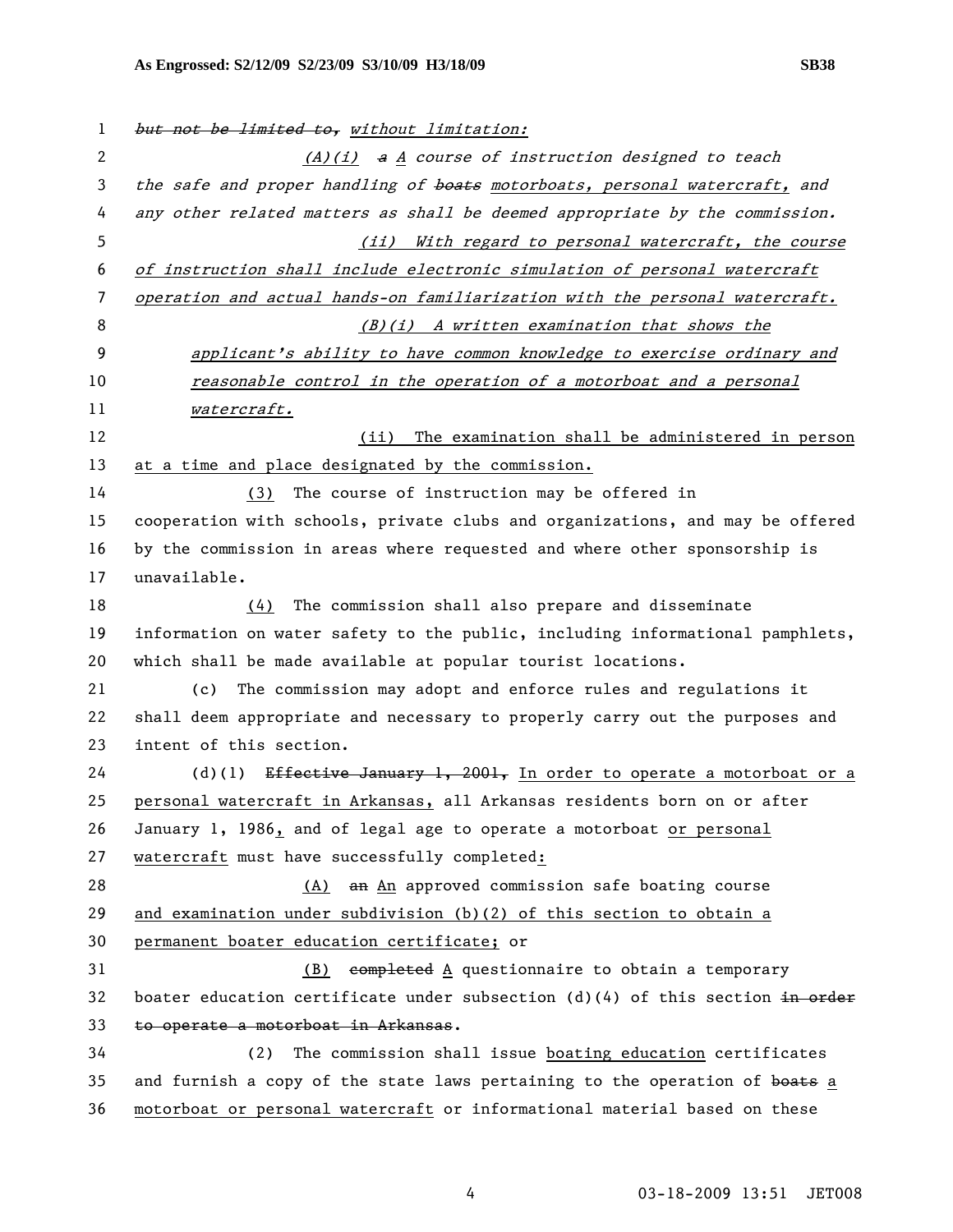~~but not be limited to,~~ *without limitation:*

*(A)(i)* ~~*a*~~ *A course of instruction designed to teach the safe and proper handling of* ~~*boats*~~ *motorboats, personal watercraft, and any other related matters as shall be deemed appropriate by the commission.*

*(ii) With regard to personal watercraft, the course of instruction shall include electronic simulation of personal watercraft operation and actual hands-on familiarization with the personal watercraft.*

*(B)(i) A written examination that shows the applicant's ability to have common knowledge to exercise ordinary and reasonable control in the operation of a motorboat and a personal watercraft.*

(ii) The examination shall be administered in person at a time and place designated by the commission.

(3) The course of instruction may be offered in cooperation with schools, private clubs and organizations, and may be offered by the commission in areas where requested and where other sponsorship is unavailable.

(4) The commission shall also prepare and disseminate information on water safety to the public, including informational pamphlets, which shall be made available at popular tourist locations.

(c) The commission may adopt and enforce rules and regulations it shall deem appropriate and necessary to properly carry out the purposes and intent of this section.

(d)(1) ~~Effective January 1, 2001,~~ In order to operate a motorboat or a personal watercraft in Arkansas, all Arkansas residents born on or after January 1, 1986, and of legal age to operate a motorboat or personal watercraft must have successfully completed:

(A) ~~an~~ An approved commission safe boating course and examination under subdivision (b)(2) of this section to obtain a permanent boater education certificate; or

(B) ~~completed~~ A questionnaire to obtain a temporary boater education certificate under subsection (d)(4) of this section ~~in order to operate a motorboat in Arkansas~~.

(2) The commission shall issue boating education certificates and furnish a copy of the state laws pertaining to the operation of ~~boats~~ a motorboat or personal watercraft or informational material based on these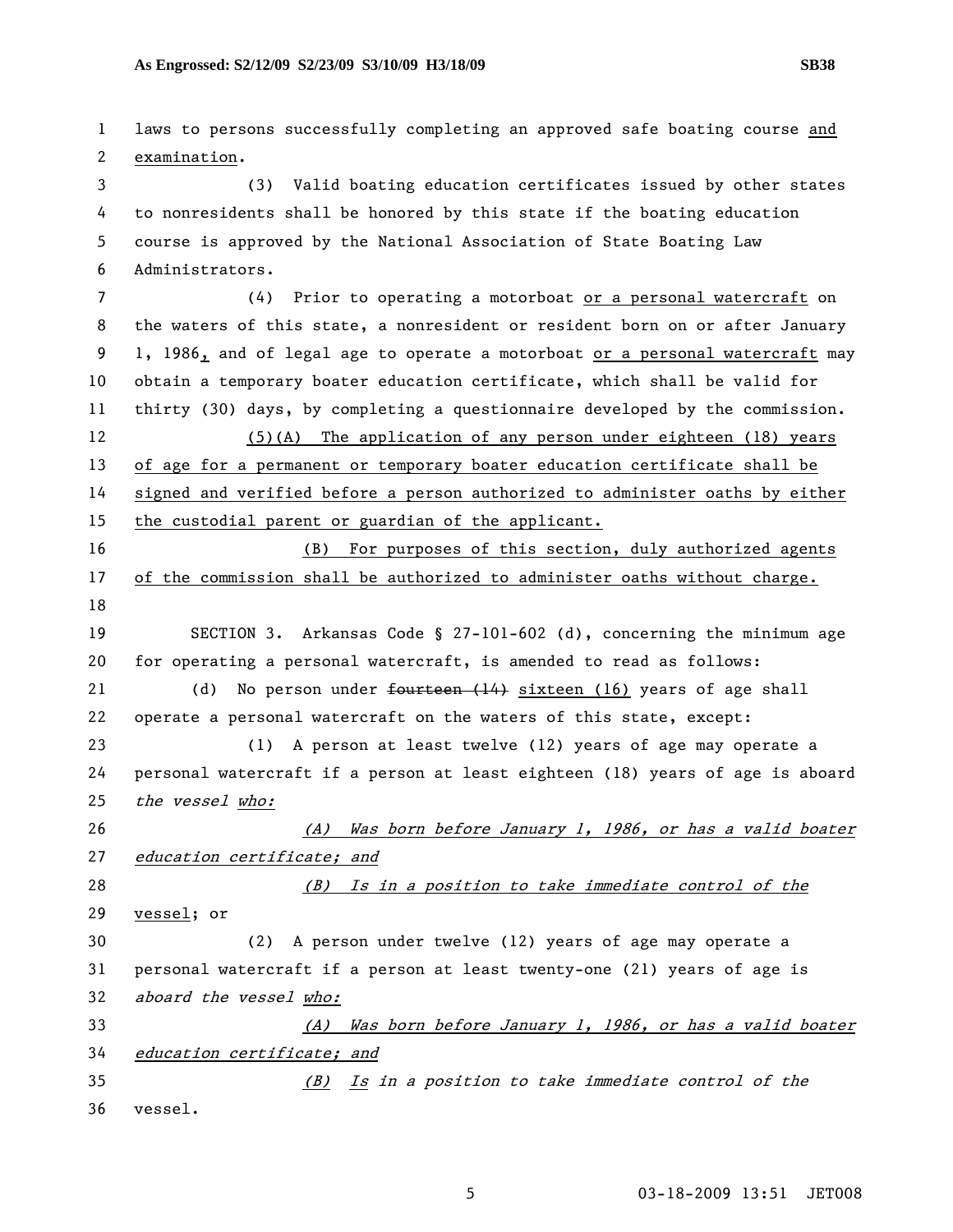laws to persons successfully completing an approved safe boating course and examination.

(3) Valid boating education certificates issued by other states to nonresidents shall be honored by this state if the boating education course is approved by the National Association of State Boating Law Administrators.

(4) Prior to operating a motorboat or a personal watercraft on the waters of this state, a nonresident or resident born on or after January 1, 1986, and of legal age to operate a motorboat or a personal watercraft may obtain a temporary boater education certificate, which shall be valid for thirty (30) days, by completing a questionnaire developed by the commission.

(5)(A) The application of any person under eighteen (18) years of age for a permanent or temporary boater education certificate shall be signed and verified before a person authorized to administer oaths by either the custodial parent or guardian of the applicant.

(B) For purposes of this section, duly authorized agents of the commission shall be authorized to administer oaths without charge.

SECTION 3. Arkansas Code § 27-101-602 (d), concerning the minimum age for operating a personal watercraft, is amended to read as follows:

(d) No person under ~~fourteen (14)~~ sixteen (16) years of age shall operate a personal watercraft on the waters of this state, except:

(1) A person at least twelve (12) years of age may operate a personal watercraft if a person at least eighteen (18) years of age is aboard *the vessel* *who:*

*(A) Was born before January 1, 1986, or has a valid boater education certificate; and*

*(B) Is in a position to take immediate control of the* vessel; or

(2) A person under twelve (12) years of age may operate a personal watercraft if a person at least twenty-one (21) years of age is *aboard the vessel who:*

*(A) Was born before January 1, 1986, or has a valid boater education certificate; and*

*(B) Is in a position to take immediate control of the* vessel.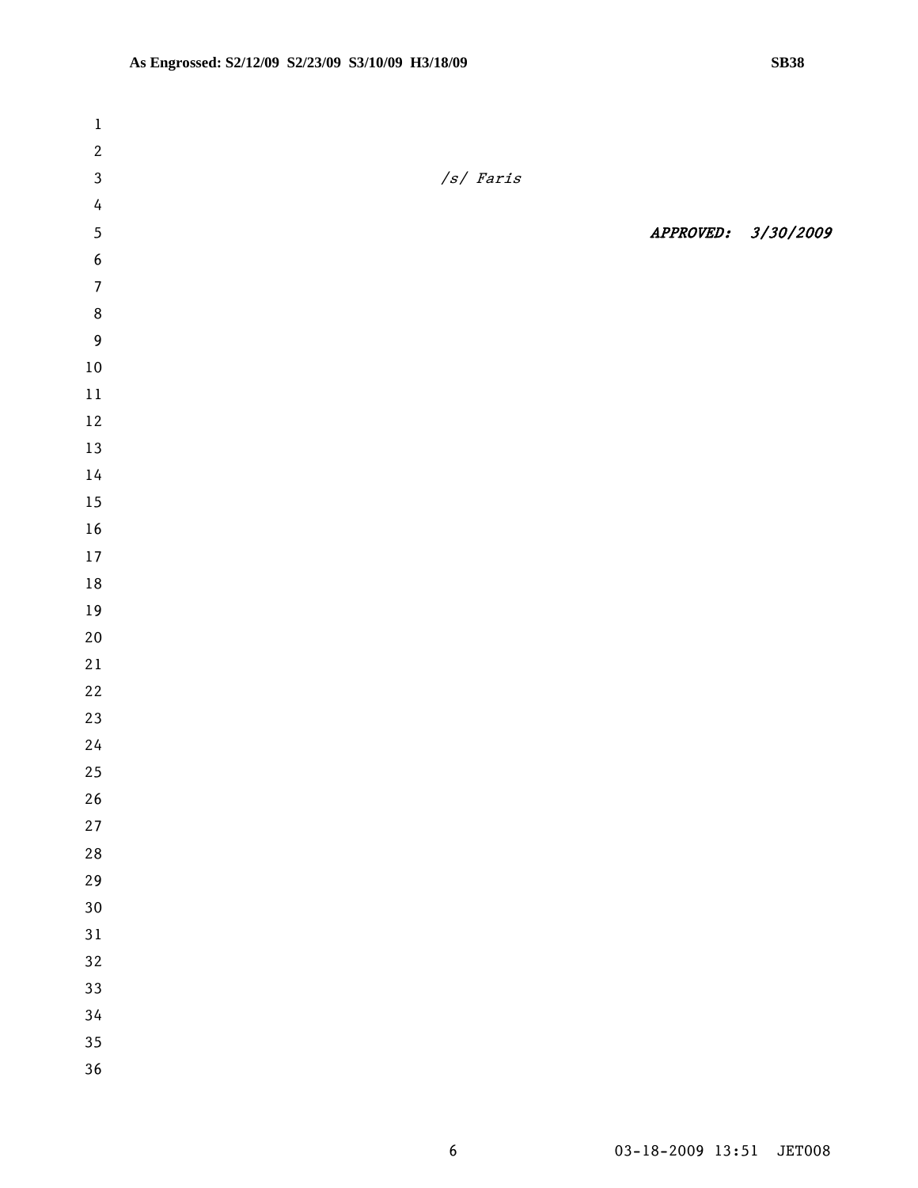*/s/ Faris*

***APPROVED: 3/30/2009***